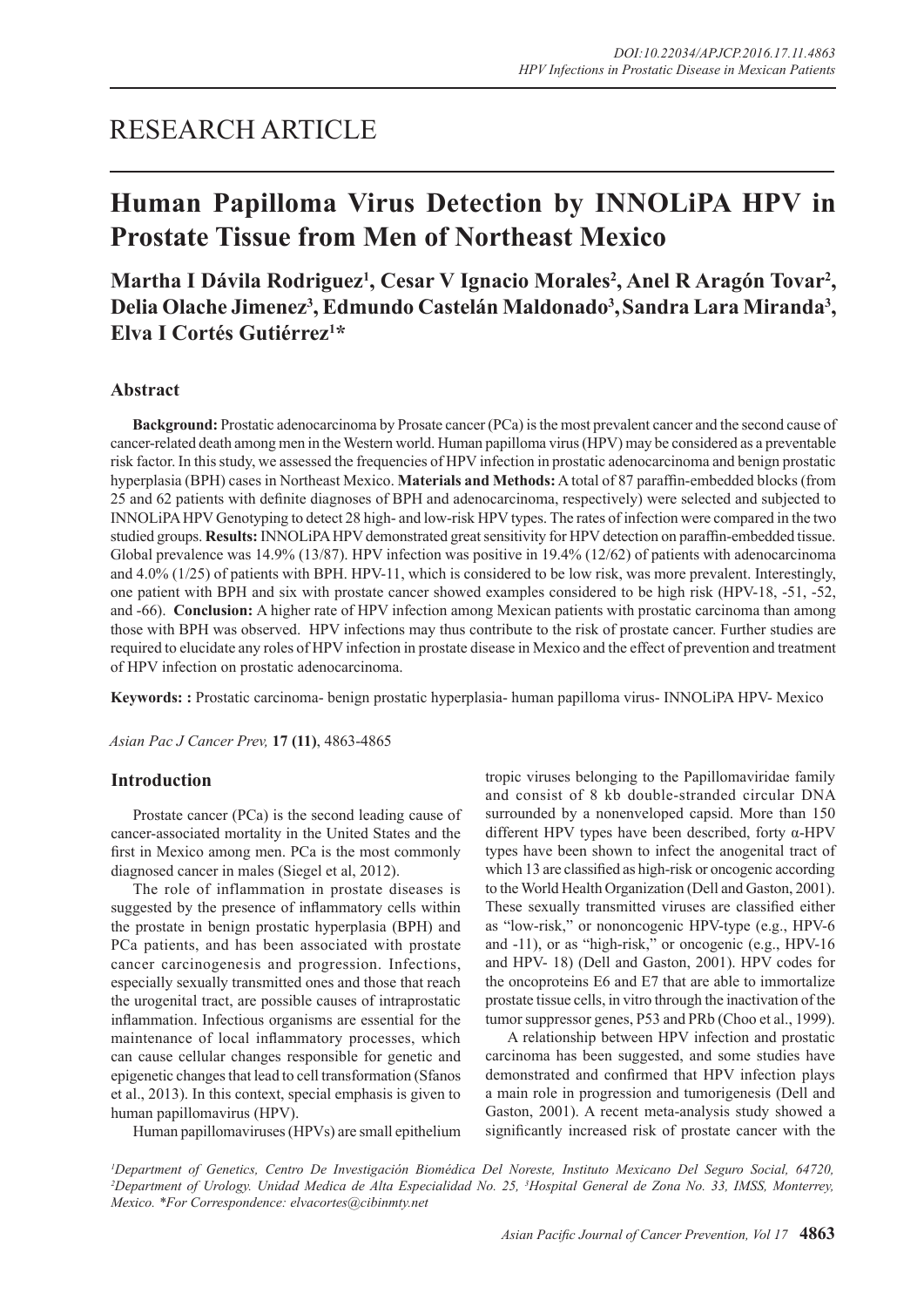# RESEARCH ARTICLE

# Human Papilloma Virus Detection by INNOLiPA HPV in Prostate Tissue from Men of Northeast Mexico

**Martha I Dávila Rodriguez[1], Cesar V Ignacio Morales[2], Anel R Aragón Tovar[2], Delia Olache Jimenez[3], Edmundo Castelán Maldonado[3], Sandra Lara Miranda[3], Elva I Cortés Gutiérrez[1]***

## Abstract

**Background:** Prostatic adenocarcinoma by Prosate cancer (PCa) is the most prevalent cancer and the second cause of cancer-related death among men in the Western world. Human papilloma virus (HPV) may be considered as a preventable risk factor. In this study, we assessed the frequencies of HPV infection in prostatic adenocarcinoma and benign prostatic hyperplasia (BPH) cases in Northeast Mexico. **Materials and Methods:** A total of 87 paraffin-embedded blocks (from 25 and 62 patients with definite diagnoses of BPH and adenocarcinoma, respectively) were selected and subjected to INNOLiPA HPV Genotyping to detect 28 high- and low-risk HPV types. The rates of infection were compared in the two studied groups. **Results:** INNOLiPA HPV demonstrated great sensitivity for HPV detection on paraffin-embedded tissue. Global prevalence was 14.9% (13/87). HPV infection was positive in 19.4% (12/62) of patients with adenocarcinoma and 4.0% (1/25) of patients with BPH. HPV-11, which is considered to be low risk, was more prevalent. Interestingly, one patient with BPH and six with prostate cancer showed examples considered to be high risk (HPV-18, -51, -52, and -66). **Conclusion:** A higher rate of HPV infection among Mexican patients with prostatic carcinoma than among those with BPH was observed. HPV infections may thus contribute to the risk of prostate cancer. Further studies are required to elucidate any roles of HPV infection in prostate disease in Mexico and the effect of prevention and treatment of HPV infection on prostatic adenocarcinoma.

**Keywords: :** Prostatic carcinoma- benign prostatic hyperplasia- human papilloma virus- INNOLiPA HPV- Mexico

*Asian Pac J Cancer Prev,* **17 (11)**, 4863-4865

## Introduction

Prostate cancer (PCa) is the second leading cause of cancer-associated mortality in the United States and the first in Mexico among men. PCa is the most commonly diagnosed cancer in males (Siegel et al, 2012).

The role of inflammation in prostate diseases is suggested by the presence of inflammatory cells within the prostate in benign prostatic hyperplasia (BPH) and PCa patients, and has been associated with prostate cancer carcinogenesis and progression. Infections, especially sexually transmitted ones and those that reach the urogenital tract, are possible causes of intraprostatic inflammation. Infectious organisms are essential for the maintenance of local inflammatory processes, which can cause cellular changes responsible for genetic and epigenetic changes that lead to cell transformation (Sfanos et al., 2013). In this context, special emphasis is given to human papillomavirus (HPV).

Human papillomaviruses (HPVs) are small epithelium tropic viruses belonging to the Papillomaviridae family and consist of 8 kb double-stranded circular DNA surrounded by a nonenveloped capsid. More than 150 different HPV types have been described, forty α-HPV types have been shown to infect the anogenital tract of which 13 are classified as high-risk or oncogenic according to the World Health Organization (Dell and Gaston, 2001). These sexually transmitted viruses are classified either as "low-risk," or nononcogenic HPV-type (e.g., HPV-6 and -11), or as "high-risk," or oncogenic (e.g., HPV-16 and HPV- 18) (Dell and Gaston, 2001). HPV codes for the oncoproteins E6 and E7 that are able to immortalize prostate tissue cells, in vitro through the inactivation of the tumor suppressor genes, P53 and PRb (Choo et al., 1999).

A relationship between HPV infection and prostatic carcinoma has been suggested, and some studies have demonstrated and confirmed that HPV infection plays a main role in progression and tumorigenesis (Dell and Gaston, 2001). A recent meta-analysis study showed a significantly increased risk of prostate cancer with the

*[1]Department of Genetics, Centro De Investigación Biomédica Del Noreste, Instituto Mexicano Del Seguro Social, 64720, [2]Department of Urology. Unidad Medica de Alta Especialidad No. 25, [3]Hospital General de Zona No. 33, IMSS, Monterrey, Mexico. *For Correspondence: elvacortes@cibinmty.net*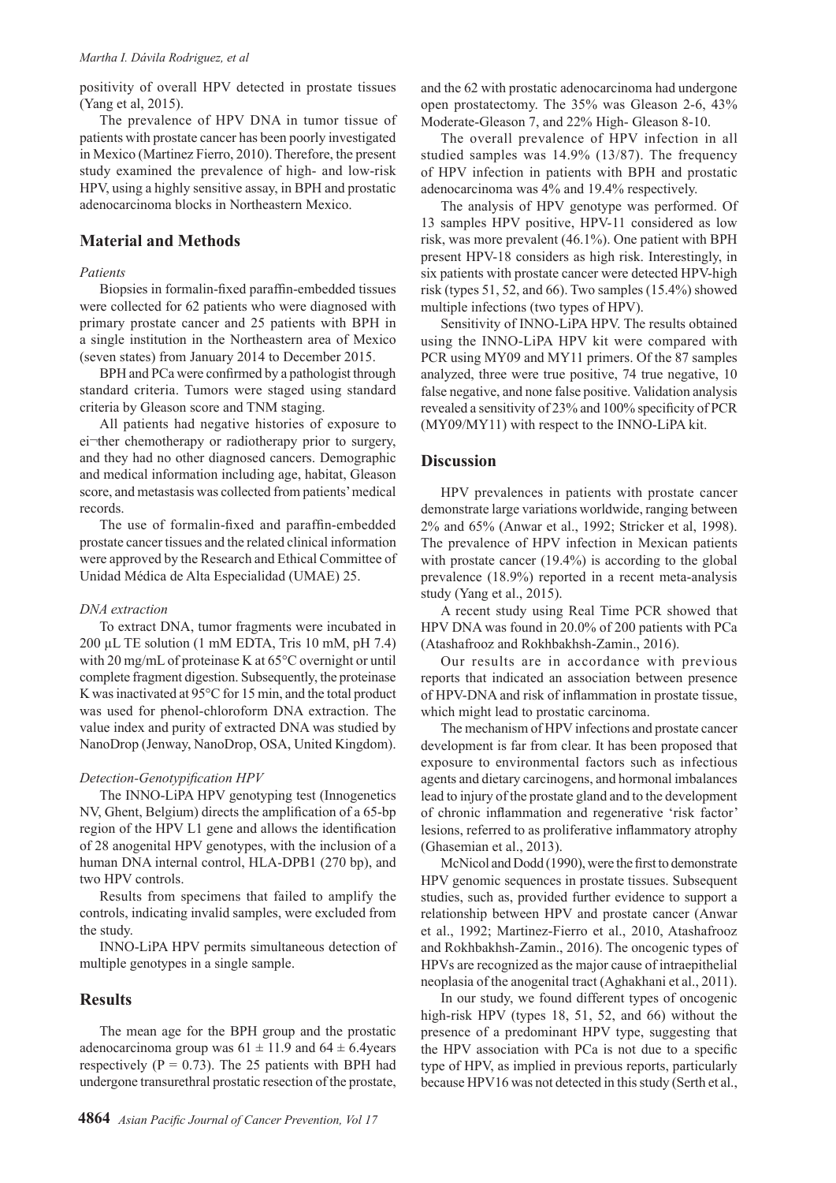positivity of overall HPV detected in prostate tissues (Yang et al, 2015).

The prevalence of HPV DNA in tumor tissue of patients with prostate cancer has been poorly investigated in Mexico (Martinez Fierro, 2010). Therefore, the present study examined the prevalence of high- and low-risk HPV, using a highly sensitive assay, in BPH and prostatic adenocarcinoma blocks in Northeastern Mexico.

## Material and Methods

### *Patients*

Biopsies in formalin-fixed paraffin-embedded tissues were collected for 62 patients who were diagnosed with primary prostate cancer and 25 patients with BPH in a single institution in the Northeastern area of Mexico (seven states) from January 2014 to December 2015.

BPH and PCa were confirmed by a pathologist through standard criteria. Tumors were staged using standard criteria by Gleason score and TNM staging.

All patients had negative histories of exposure to ei¬ther chemotherapy or radiotherapy prior to surgery, and they had no other diagnosed cancers. Demographic and medical information including age, habitat, Gleason score, and metastasis was collected from patients' medical records.

The use of formalin-fixed and paraffin-embedded prostate cancer tissues and the related clinical information were approved by the Research and Ethical Committee of Unidad Médica de Alta Especialidad (UMAE) 25.

### *DNA extraction*

To extract DNA, tumor fragments were incubated in 200 µL TE solution (1 mM EDTA, Tris 10 mM, pH 7.4) with 20 mg/mL of proteinase K at 65°C overnight or until complete fragment digestion. Subsequently, the proteinase K was inactivated at 95°C for 15 min, and the total product was used for phenol-chloroform DNA extraction. The value index and purity of extracted DNA was studied by NanoDrop (Jenway, NanoDrop, OSA, United Kingdom).

### *Detection-Genotypification HPV*

The INNO-LiPA HPV genotyping test (Innogenetics NV, Ghent, Belgium) directs the amplification of a 65-bp region of the HPV L1 gene and allows the identification of 28 anogenital HPV genotypes, with the inclusion of a human DNA internal control, HLA-DPB1 (270 bp), and two HPV controls.

Results from specimens that failed to amplify the controls, indicating invalid samples, were excluded from the study.

INNO-LiPA HPV permits simultaneous detection of multiple genotypes in a single sample.

## Results

The mean age for the BPH group and the prostatic adenocarcinoma group was $61 \pm 11.9$ and $64 \pm 6.4$years respectively ($P = 0.73$). The 25 patients with BPH had undergone transurethral prostatic resection of the prostate, and the 62 with prostatic adenocarcinoma had undergone open prostatectomy. The 35% was Gleason 2-6, 43% Moderate-Gleason 7, and 22% High- Gleason 8-10.

The overall prevalence of HPV infection in all studied samples was 14.9% (13/87). The frequency of HPV infection in patients with BPH and prostatic adenocarcinoma was 4% and 19.4% respectively.

The analysis of HPV genotype was performed. Of 13 samples HPV positive, HPV-11 considered as low risk, was more prevalent (46.1%). One patient with BPH present HPV-18 considers as high risk. Interestingly, in six patients with prostate cancer were detected HPV-high risk (types 51, 52, and 66). Two samples (15.4%) showed multiple infections (two types of HPV).

Sensitivity of INNO-LiPA HPV. The results obtained using the INNO-LiPA HPV kit were compared with PCR using MY09 and MY11 primers. Of the 87 samples analyzed, three were true positive, 74 true negative, 10 false negative, and none false positive. Validation analysis revealed a sensitivity of 23% and 100% specificity of PCR (MY09/MY11) with respect to the INNO-LiPA kit.

## Discussion

HPV prevalences in patients with prostate cancer demonstrate large variations worldwide, ranging between 2% and 65% (Anwar et al., 1992; Stricker et al, 1998). The prevalence of HPV infection in Mexican patients with prostate cancer (19.4%) is according to the global prevalence (18.9%) reported in a recent meta-analysis study (Yang et al., 2015).

A recent study using Real Time PCR showed that HPV DNA was found in 20.0% of 200 patients with PCa (Atashafrooz and Rokhbakhsh-Zamin., 2016).

Our results are in accordance with previous reports that indicated an association between presence of HPV-DNA and risk of inflammation in prostate tissue, which might lead to prostatic carcinoma.

The mechanism of HPV infections and prostate cancer development is far from clear. It has been proposed that exposure to environmental factors such as infectious agents and dietary carcinogens, and hormonal imbalances lead to injury of the prostate gland and to the development of chronic inflammation and regenerative 'risk factor' lesions, referred to as proliferative inflammatory atrophy (Ghasemian et al., 2013).

McNicol and Dodd (1990), were the first to demonstrate HPV genomic sequences in prostate tissues. Subsequent studies, such as, provided further evidence to support a relationship between HPV and prostate cancer (Anwar et al., 1992; Martinez-Fierro et al., 2010, Atashafrooz and Rokhbakhsh-Zamin., 2016). The oncogenic types of HPVs are recognized as the major cause of intraepithelial neoplasia of the anogenital tract (Aghakhani et al., 2011).

In our study, we found different types of oncogenic high-risk HPV (types 18, 51, 52, and 66) without the presence of a predominant HPV type, suggesting that the HPV association with PCa is not due to a specific type of HPV, as implied in previous reports, particularly because HPV16 was not detected in this study (Serth et al.,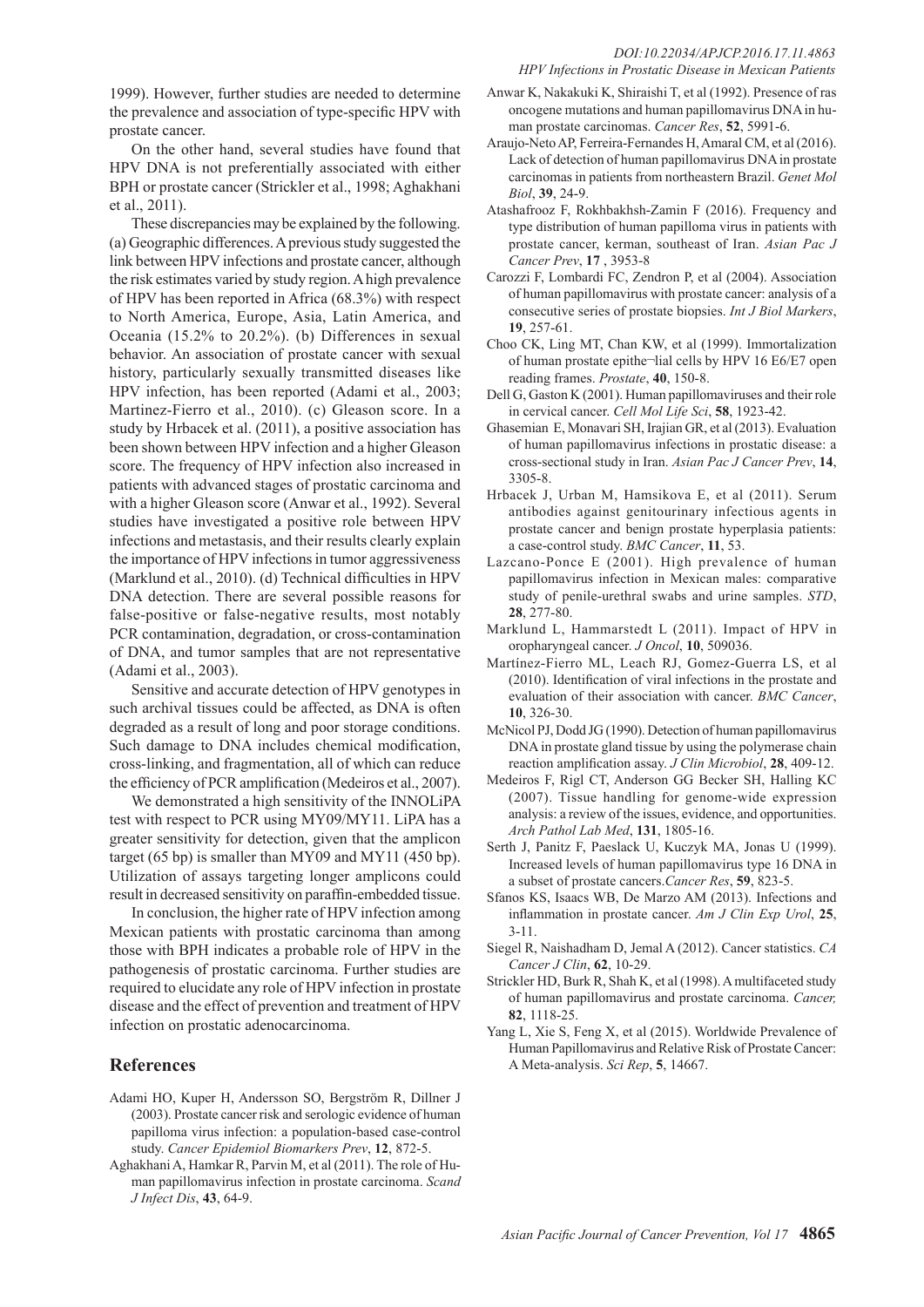1999). However, further studies are needed to determine the prevalence and association of type-specific HPV with prostate cancer.

On the other hand, several studies have found that HPV DNA is not preferentially associated with either BPH or prostate cancer (Strickler et al., 1998; Aghakhani et al., 2011).

These discrepancies may be explained by the following. (a) Geographic differences. A previous study suggested the link between HPV infections and prostate cancer, although the risk estimates varied by study region. A high prevalence of HPV has been reported in Africa (68.3%) with respect to North America, Europe, Asia, Latin America, and Oceania (15.2% to 20.2%). (b) Differences in sexual behavior. An association of prostate cancer with sexual history, particularly sexually transmitted diseases like HPV infection, has been reported (Adami et al., 2003; Martinez-Fierro et al., 2010). (c) Gleason score. In a study by Hrbacek et al. (2011), a positive association has been shown between HPV infection and a higher Gleason score. The frequency of HPV infection also increased in patients with advanced stages of prostatic carcinoma and with a higher Gleason score (Anwar et al., 1992). Several studies have investigated a positive role between HPV infections and metastasis, and their results clearly explain the importance of HPV infections in tumor aggressiveness (Marklund et al., 2010). (d) Technical difficulties in HPV DNA detection. There are several possible reasons for false-positive or false-negative results, most notably PCR contamination, degradation, or cross-contamination of DNA, and tumor samples that are not representative (Adami et al., 2003).

Sensitive and accurate detection of HPV genotypes in such archival tissues could be affected, as DNA is often degraded as a result of long and poor storage conditions. Such damage to DNA includes chemical modification, cross-linking, and fragmentation, all of which can reduce the efficiency of PCR amplification (Medeiros et al., 2007).

We demonstrated a high sensitivity of the INNOLiPA test with respect to PCR using MY09/MY11. LiPA has a greater sensitivity for detection, given that the amplicon target (65 bp) is smaller than MY09 and MY11 (450 bp). Utilization of assays targeting longer amplicons could result in decreased sensitivity on paraffin-embedded tissue.

In conclusion, the higher rate of HPV infection among Mexican patients with prostatic carcinoma than among those with BPH indicates a probable role of HPV in the pathogenesis of prostatic carcinoma. Further studies are required to elucidate any role of HPV infection in prostate disease and the effect of prevention and treatment of HPV infection on prostatic adenocarcinoma.

## References

Adami HO, Kuper H, Andersson SO, Bergström R, Dillner J (2003). Prostate cancer risk and serologic evidence of human papilloma virus infection: a population-based case-control study. *Cancer Epidemiol Biomarkers Prev*, **12**, 872-5.

Aghakhani A, Hamkar R, Parvin M, et al (2011). The role of Human papillomavirus infection in prostate carcinoma. *Scand J Infect Dis*, **43**, 64-9.

Anwar K, Nakakuki K, Shiraishi T, et al (1992). Presence of ras oncogene mutations and human papillomavirus DNA in human prostate carcinomas. *Cancer Res*, **52**, 5991-6.

Araujo-Neto AP, Ferreira-Fernandes H, Amaral CM, et al (2016). Lack of detection of human papillomavirus DNA in prostate carcinomas in patients from northeastern Brazil. *Genet Mol Biol*, **39**, 24-9.

Atashafrooz F, Rokhbakhsh-Zamin F (2016). Frequency and type distribution of human papilloma virus in patients with prostate cancer, kerman, southeast of Iran. *Asian Pac J Cancer Prev*, **17** , 3953-8

Carozzi F, Lombardi FC, Zendron P, et al (2004). Association of human papillomavirus with prostate cancer: analysis of a consecutive series of prostate biopsies. *Int J Biol Markers*, **19**, 257-61.

Choo CK, Ling MT, Chan KW, et al (1999). Immortalization of human prostate epithe¬lial cells by HPV 16 E6/E7 open reading frames. *Prostate*, **40**, 150-8.

Dell G, Gaston K (2001). Human papillomaviruses and their role in cervical cancer. *Cell Mol Life Sci*, **58**, 1923-42.

Ghasemian E, Monavari SH, Irajian GR, et al (2013). Evaluation of human papillomavirus infections in prostatic disease: a cross-sectional study in Iran. *Asian Pac J Cancer Prev*, **14**, 3305-8.

Hrbacek J, Urban M, Hamsikova E, et al (2011). Serum antibodies against genitourinary infectious agents in prostate cancer and benign prostate hyperplasia patients: a case-control study. *BMC Cancer*, **11**, 53.

Lazcano-Ponce E (2001). High prevalence of human papillomavirus infection in Mexican males: comparative study of penile-urethral swabs and urine samples. *STD*, **28**, 277-80.

Marklund L, Hammarstedt L (2011). Impact of HPV in oropharyngeal cancer. *J Oncol*, **10**, 509036.

Martínez-Fierro ML, Leach RJ, Gomez-Guerra LS, et al (2010). Identification of viral infections in the prostate and evaluation of their association with cancer. *BMC Cancer*, **10**, 326-30.

McNicol PJ, Dodd JG (1990). Detection of human papillomavirus DNA in prostate gland tissue by using the polymerase chain reaction amplification assay. *J Clin Microbiol*, **28**, 409-12.

Medeiros F, Rigl CT, Anderson GG Becker SH, Halling KC (2007). Tissue handling for genome-wide expression analysis: a review of the issues, evidence, and opportunities. *Arch Pathol Lab Med*, **131**, 1805-16.

Serth J, Panitz F, Paeslack U, Kuczyk MA, Jonas U (1999). Increased levels of human papillomavirus type 16 DNA in a subset of prostate cancers.*Cancer Res*, **59**, 823-5.

Sfanos KS, Isaacs WB, De Marzo AM (2013). Infections and inflammation in prostate cancer. *Am J Clin Exp Urol*, **25**, 3-11.

Siegel R, Naishadham D, Jemal A (2012). Cancer statistics. *CA Cancer J Clin*, **62**, 10-29.

Strickler HD, Burk R, Shah K, et al (1998). A multifaceted study of human papillomavirus and prostate carcinoma. *Cancer,* **82**, 1118-25.

Yang L, Xie S, Feng X, et al (2015). Worldwide Prevalence of Human Papillomavirus and Relative Risk of Prostate Cancer: A Meta-analysis. *Sci Rep*, **5**, 14667.